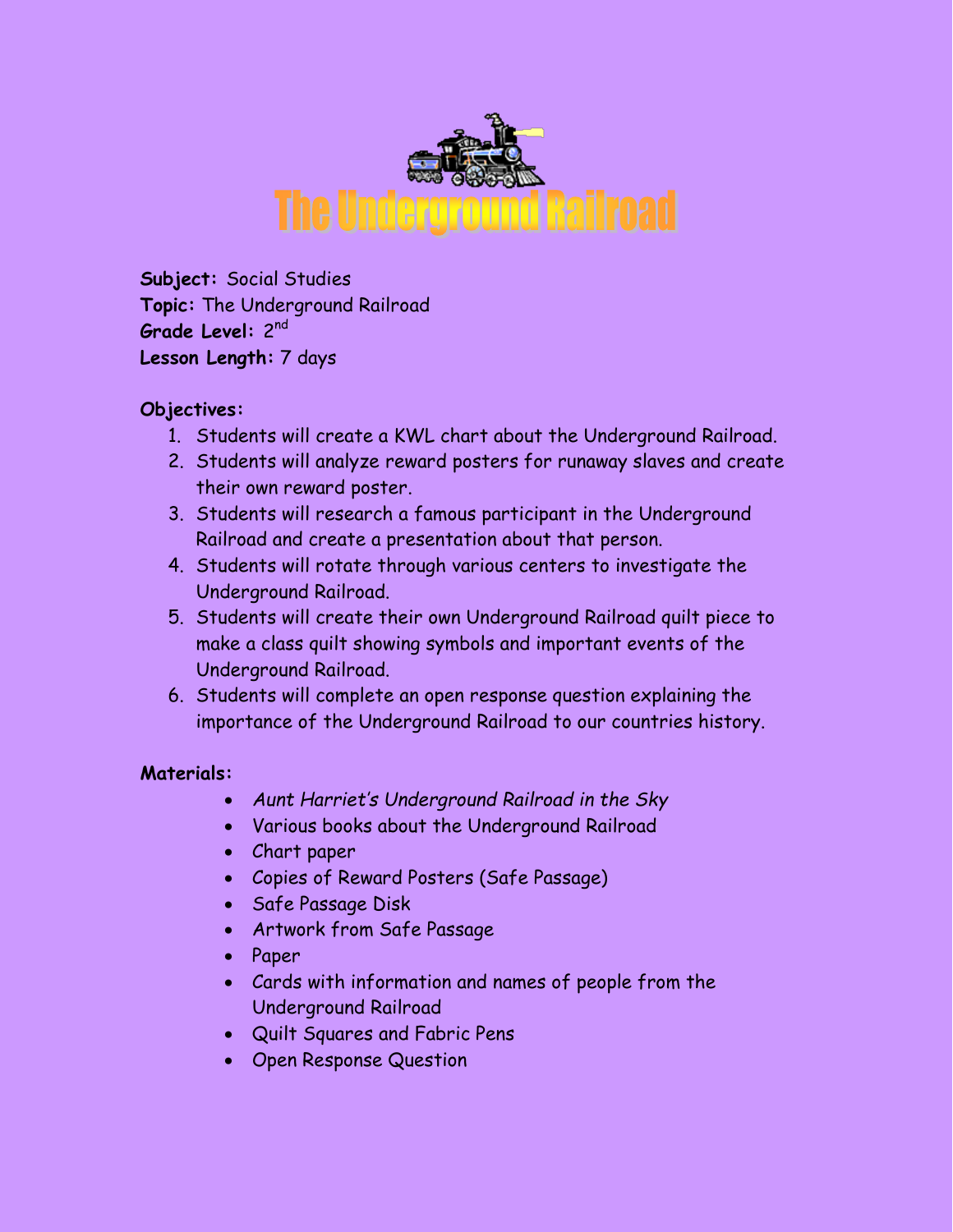# The Underground Railroad

**Subject:** Social Studies
**Topic:** The Underground Railroad
**Grade Level:** 2nd
**Lesson Length:** 7 days

**Objectives:**

1. Students will create a KWL chart about the Underground Railroad.
2. Students will analyze reward posters for runaway slaves and create their own reward poster.
3. Students will research a famous participant in the Underground Railroad and create a presentation about that person.
4. Students will rotate through various centers to investigate the Underground Railroad.
5. Students will create their own Underground Railroad quilt piece to make a class quilt showing symbols and important events of the Underground Railroad.
6. Students will complete an open response question explaining the importance of the Underground Railroad to our countries history.

**Materials:**

- *Aunt Harriet's Underground Railroad in the Sky*
- Various books about the Underground Railroad
- Chart paper
- Copies of Reward Posters (Safe Passage)
- Safe Passage Disk
- Artwork from Safe Passage
- Paper
- Cards with information and names of people from the Underground Railroad
- Quilt Squares and Fabric Pens
- Open Response Question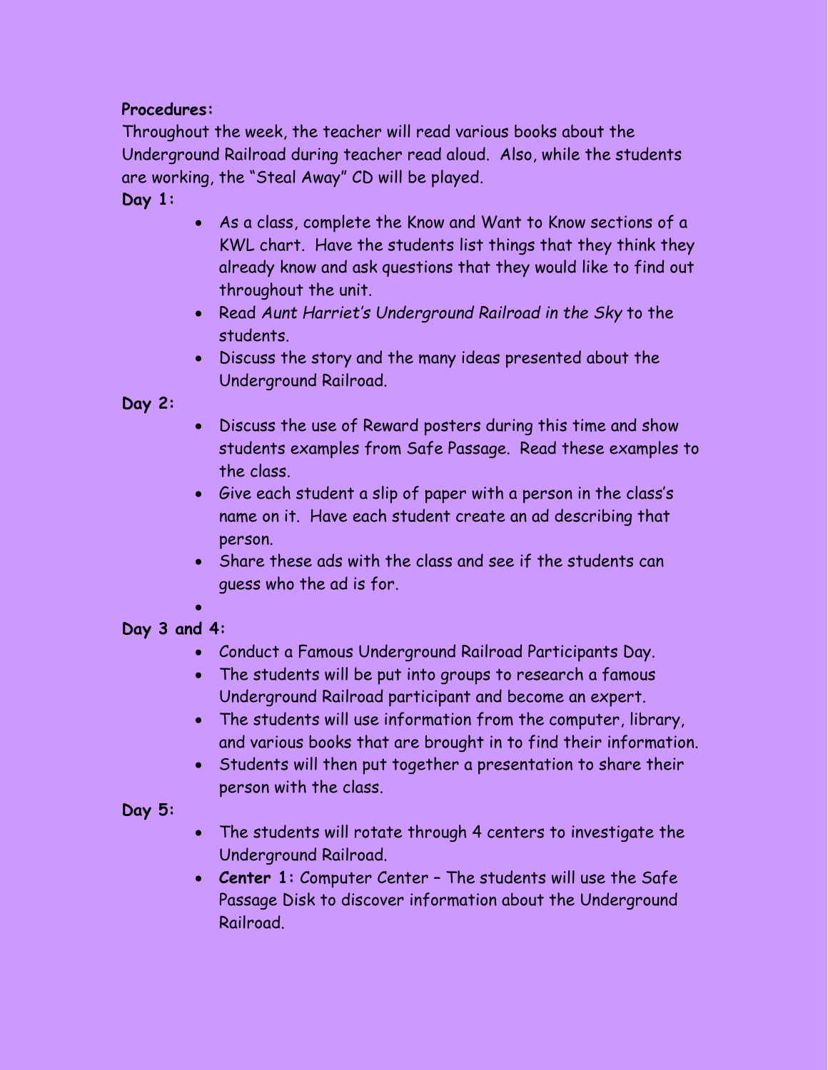**Procedures:**

Throughout the week, the teacher will read various books about the Underground Railroad during teacher read aloud. Also, while the students are working, the "Steal Away" CD will be played.

**Day 1:**

- As a class, complete the Know and Want to Know sections of a KWL chart. Have the students list things that they think they already know and ask questions that they would like to find out throughout the unit.
- Read *Aunt Harriet's Underground Railroad in the Sky* to the students.
- Discuss the story and the many ideas presented about the Underground Railroad.

**Day 2:**

- Discuss the use of Reward posters during this time and show students examples from Safe Passage. Read these examples to the class.
- Give each student a slip of paper with a person in the class's name on it. Have each student create an ad describing that person.
- Share these ads with the class and see if the students can guess who the ad is for.
-

**Day 3 and 4:**

- Conduct a Famous Underground Railroad Participants Day.
- The students will be put into groups to research a famous Underground Railroad participant and become an expert.
- The students will use information from the computer, library, and various books that are brought in to find their information.
- Students will then put together a presentation to share their person with the class.

**Day 5:**

- The students will rotate through 4 centers to investigate the Underground Railroad.
- **Center 1:** Computer Center – The students will use the Safe Passage Disk to discover information about the Underground Railroad.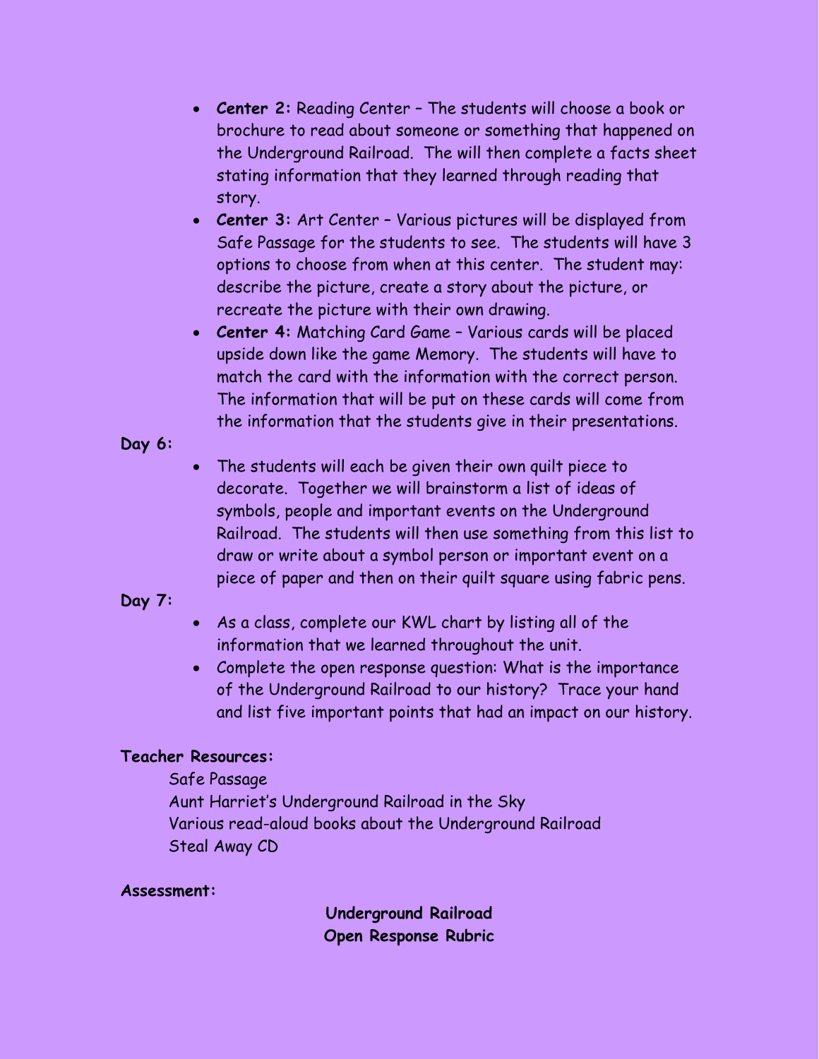- **Center 2:** Reading Center – The students will choose a book or brochure to read about someone or something that happened on the Underground Railroad. The will then complete a facts sheet stating information that they learned through reading that story.
- **Center 3:** Art Center – Various pictures will be displayed from Safe Passage for the students to see. The students will have 3 options to choose from when at this center. The student may: describe the picture, create a story about the picture, or recreate the picture with their own drawing.
- **Center 4:** Matching Card Game – Various cards will be placed upside down like the game Memory. The students will have to match the card with the information with the correct person. The information that will be put on these cards will come from the information that the students give in their presentations.

**Day 6:**

- The students will each be given their own quilt piece to decorate. Together we will brainstorm a list of ideas of symbols, people and important events on the Underground Railroad. The students will then use something from this list to draw or write about a symbol person or important event on a piece of paper and then on their quilt square using fabric pens.

**Day 7:**

- As a class, complete our KWL chart by listing all of the information that we learned throughout the unit.
- Complete the open response question: What is the importance of the Underground Railroad to our history? Trace your hand and list five important points that had an impact on our history.

**Teacher Resources:**

Safe Passage
Aunt Harriet's Underground Railroad in the Sky
Various read-aloud books about the Underground Railroad
Steal Away CD

**Assessment:**

**Underground Railroad**
**Open Response Rubric**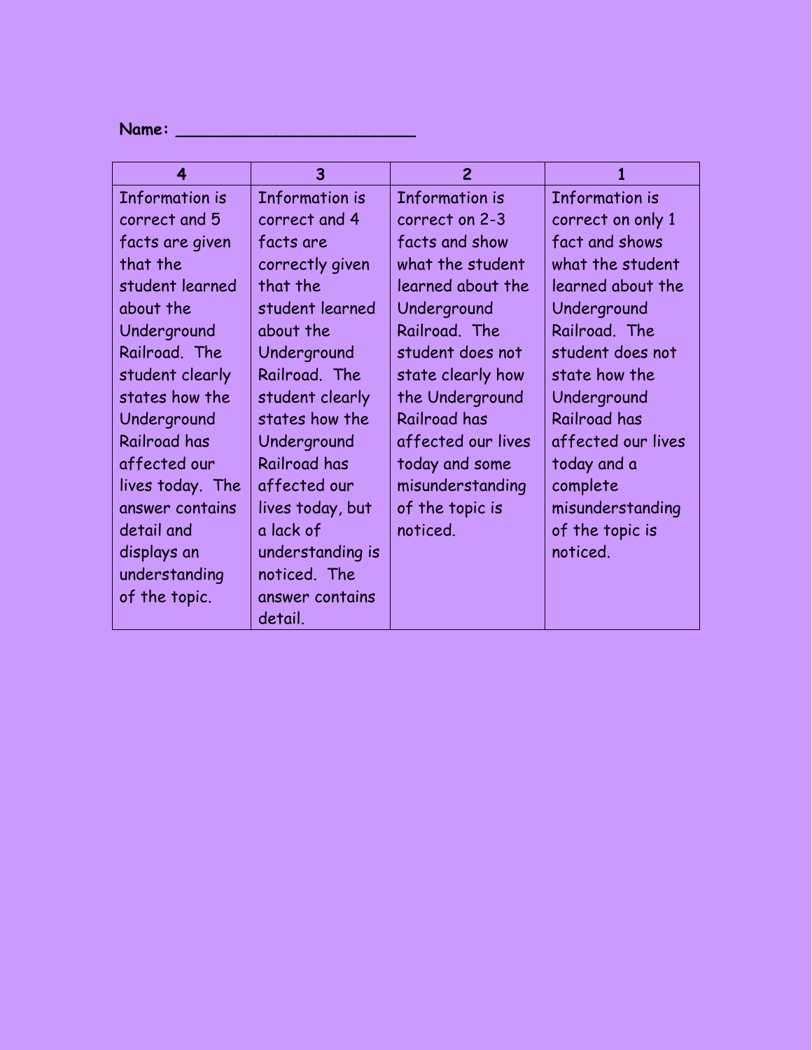**Name:** ________________________

| 4 | 3 | 2 | 1 |
|---|---|---|---|
| Information is correct and 5 facts are given that the student learned about the Underground Railroad. The student clearly states how the Underground Railroad has affected our lives today. The answer contains detail and displays an understanding of the topic. | Information is correct and 4 facts are correctly given that the student learned about the Underground Railroad. The student clearly states how the Underground Railroad has affected our lives today, but a lack of understanding is noticed. The answer contains detail. | Information is correct on 2-3 facts and show what the student learned about the Underground Railroad. The student does not state clearly how the Underground Railroad has affected our lives today and some misunderstanding of the topic is noticed. | Information is correct on only 1 fact and shows what the student learned about the Underground Railroad. The student does not state how the Underground Railroad has affected our lives today and a complete misunderstanding of the topic is noticed. |